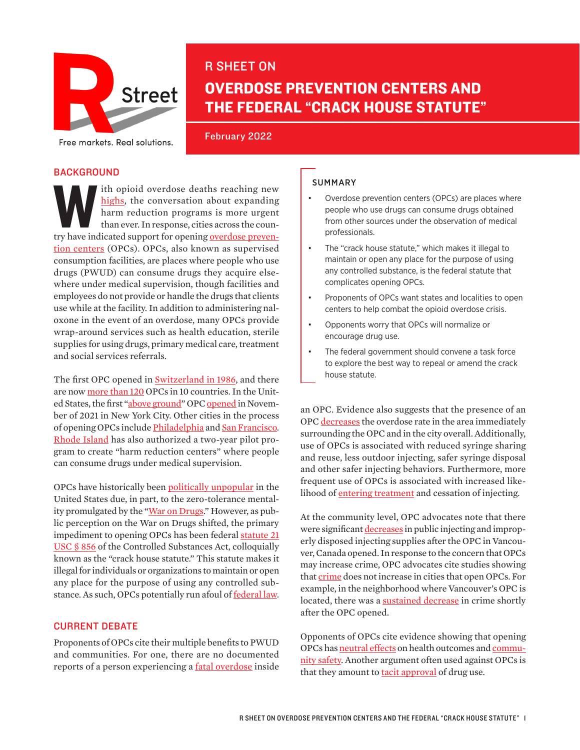R Street

Free markets. Real solutions.

R SHEET ON

# OVERDOSE PREVENTION CENTERS AND THE FEDERAL "CRACK HOUSE STATUTE"

February 2022

## BACKGROUND

With opioid overdose deaths reaching new highs, the conversation about expanding harm reduction programs is more urgent than ever. In response, cities across the country have indicated support for opening overdose prevention centers (OPCs). OPCs, also known as supervised consumption facilities, are places where people who use drugs (PWUD) can consume drugs they acquire elsewhere under medical supervision, though facilities and employees do not provide or handle the drugs that clients use while at the facility. In addition to administering naloxone in the event of an overdose, many OPCs provide wrap-around services such as health education, sterile supplies for using drugs, primary medical care, treatment and social services referrals.

The first OPC opened in Switzerland in 1986, and there are now more than 120 OPCs in 10 countries. In the United States, the first "above ground" OPC opened in November of 2021 in New York City. Other cities in the process of opening OPCs include Philadelphia and San Francisco. Rhode Island has also authorized a two-year pilot program to create "harm reduction centers" where people can consume drugs under medical supervision.

OPCs have historically been politically unpopular in the United States due, in part, to the zero-tolerance mentality promulgated by the "War on Drugs." However, as public perception on the War on Drugs shifted, the primary impediment to opening OPCs has been federal statute 21 USC § 856 of the Controlled Substances Act, colloquially known as the "crack house statute." This statute makes it illegal for individuals or organizations to maintain or open any place for the purpose of using any controlled substance. As such, OPCs potentially run afoul of federal law.

## CURRENT DEBATE

Proponents of OPCs cite their multiple benefits to PWUD and communities. For one, there are no documented reports of a person experiencing a fatal overdose inside an OPC. Evidence also suggests that the presence of an OPC decreases the overdose rate in the area immediately surrounding the OPC and in the city overall. Additionally, use of OPCs is associated with reduced syringe sharing and reuse, less outdoor injecting, safer syringe disposal and other safer injecting behaviors. Furthermore, more frequent use of OPCs is associated with increased likelihood of entering treatment and cessation of injecting.

At the community level, OPC advocates note that there were significant decreases in public injecting and improperly disposed injecting supplies after the OPC in Vancouver, Canada opened. In response to the concern that OPCs may increase crime, OPC advocates cite studies showing that crime does not increase in cities that open OPCs. For example, in the neighborhood where Vancouver's OPC is located, there was a sustained decrease in crime shortly after the OPC opened.

Opponents of OPCs cite evidence showing that opening OPCs has neutral effects on health outcomes and community safety. Another argument often used against OPCs is that they amount to tacit approval of drug use.

### SUMMARY

- Overdose prevention centers (OPCs) are places where people who use drugs can consume drugs obtained from other sources under the observation of medical professionals.
- The "crack house statute," which makes it illegal to maintain or open any place for the purpose of using any controlled substance, is the federal statute that complicates opening OPCs.
- Proponents of OPCs want states and localities to open centers to help combat the opioid overdose crisis.
- Opponents worry that OPCs will normalize or encourage drug use.
- The federal government should convene a task force to explore the best way to repeal or amend the crack house statute.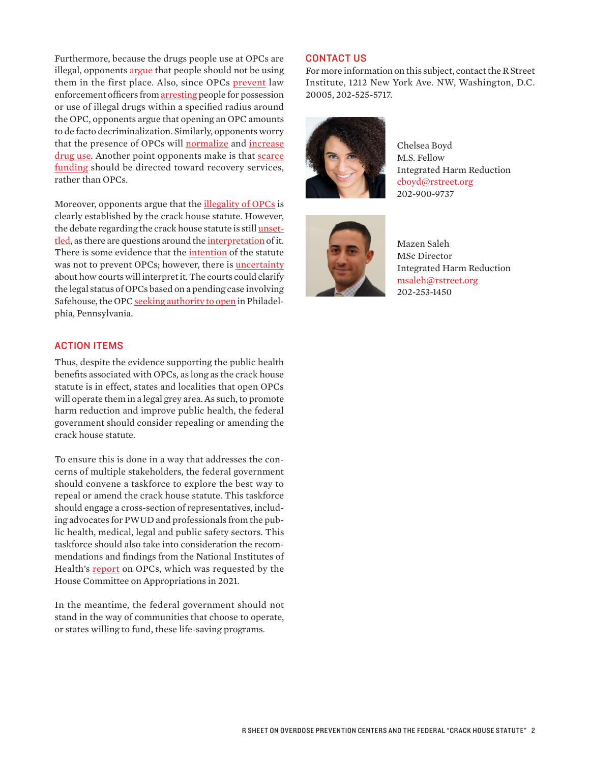Furthermore, because the drugs people use at OPCs are illegal, opponents argue that people should not be using them in the first place. Also, since OPCs prevent law enforcement officers from arresting people for possession or use of illegal drugs within a specified radius around the OPC, opponents argue that opening an OPC amounts to de facto decriminalization. Similarly, opponents worry that the presence of OPCs will normalize and increase drug use. Another point opponents make is that scarce funding should be directed toward recovery services, rather than OPCs.

Moreover, opponents argue that the illegality of OPCs is clearly established by the crack house statute. However, the debate regarding the crack house statute is still unsettled, as there are questions around the interpretation of it. There is some evidence that the intention of the statute was not to prevent OPCs; however, there is uncertainty about how courts will interpret it. The courts could clarify the legal status of OPCs based on a pending case involving Safehouse, the OPC seeking authority to open in Philadelphia, Pennsylvania.

## ACTION ITEMS

Thus, despite the evidence supporting the public health benefits associated with OPCs, as long as the crack house statute is in effect, states and localities that open OPCs will operate them in a legal grey area. As such, to promote harm reduction and improve public health, the federal government should consider repealing or amending the crack house statute.

To ensure this is done in a way that addresses the concerns of multiple stakeholders, the federal government should convene a taskforce to explore the best way to repeal or amend the crack house statute. This taskforce should engage a cross-section of representatives, including advocates for PWUD and professionals from the public health, medical, legal and public safety sectors. This taskforce should also take into consideration the recommendations and findings from the National Institutes of Health's report on OPCs, which was requested by the House Committee on Appropriations in 2021.

In the meantime, the federal government should not stand in the way of communities that choose to operate, or states willing to fund, these life-saving programs.

## CONTACT US

For more information on this subject, contact the R Street Institute, 1212 New York Ave. NW, Washington, D.C. 20005, 202-525-5717.

Chelsea Boyd
M.S. Fellow
Integrated Harm Reduction
cboyd@rstreet.org
202-900-9737

Mazen Saleh
MSc Director
Integrated Harm Reduction
msaleh@rstreet.org
202-253-1450